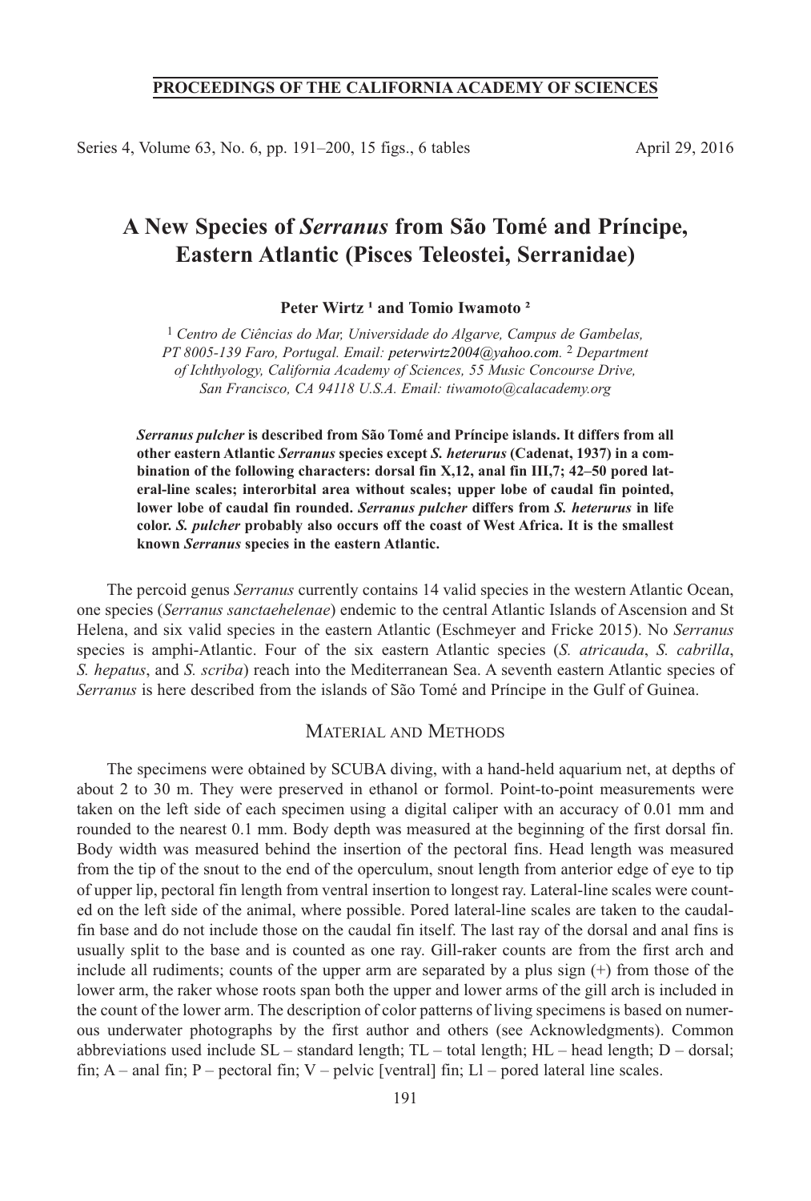# A New Species of *Serranus* from São Tomé and Príncipe, Eastern Atlantic (Pisces Teleostei, Serranidae)

**Peter Wirtz [1] and Tomio Iwamoto [2]**

[1] *Centro de Ciências do Mar, Universidade do Algarve, Campus de Gambelas, PT 8005-139 Faro, Portugal. Email: peterwirtz2004@yahoo.com.* [2] *Department of Ichthyology, California Academy of Sciences, 55 Music Concourse Drive, San Francisco, CA 94118 U.S.A. Email: tiwamoto@calacademy.org*

***Serranus pulcher*** **is described from São Tomé and Príncipe islands. It differs from all other eastern Atlantic** ***Serranus*** **species except** ***S. heterurus*** **(Cadenat, 1937) in a combination of the following characters: dorsal fin X,12, anal fin III,7; 42–50 pored lateral-line scales; interorbital area without scales; upper lobe of caudal fin pointed, lower lobe of caudal fin rounded.** ***Serranus pulcher*** **differs from** ***S. heterurus*** **in life color.** ***S. pulcher*** **probably also occurs off the coast of West Africa. It is the smallest known** ***Serranus*** **species in the eastern Atlantic.**

The percoid genus *Serranus* currently contains 14 valid species in the western Atlantic Ocean, one species (*Serranus sanctaehelenae*) endemic to the central Atlantic Islands of Ascension and St Helena, and six valid species in the eastern Atlantic (Eschmeyer and Fricke 2015). No *Serranus* species is amphi-Atlantic. Four of the six eastern Atlantic species (*S. atricauda*, *S. cabrilla*, *S. hepatus*, and *S. scriba*) reach into the Mediterranean Sea. A seventh eastern Atlantic species of *Serranus* is here described from the islands of São Tomé and Príncipe in the Gulf of Guinea.

## Material and Methods

The specimens were obtained by SCUBA diving, with a hand-held aquarium net, at depths of about 2 to 30 m. They were preserved in ethanol or formol. Point-to-point measurements were taken on the left side of each specimen using a digital caliper with an accuracy of 0.01 mm and rounded to the nearest 0.1 mm. Body depth was measured at the beginning of the first dorsal fin. Body width was measured behind the insertion of the pectoral fins. Head length was measured from the tip of the snout to the end of the operculum, snout length from anterior edge of eye to tip of upper lip, pectoral fin length from ventral insertion to longest ray. Lateral-line scales were counted on the left side of the animal, where possible. Pored lateral-line scales are taken to the caudal-fin base and do not include those on the caudal fin itself. The last ray of the dorsal and anal fins is usually split to the base and is counted as one ray. Gill-raker counts are from the first arch and include all rudiments; counts of the upper arm are separated by a plus sign (+) from those of the lower arm, the raker whose roots span both the upper and lower arms of the gill arch is included in the count of the lower arm. The description of color patterns of living specimens is based on numerous underwater photographs by the first author and others (see Acknowledgments). Common abbreviations used include SL – standard length; TL – total length; HL – head length; D – dorsal; fin; A – anal fin; P – pectoral fin; V – pelvic [ventral] fin; Ll – pored lateral line scales.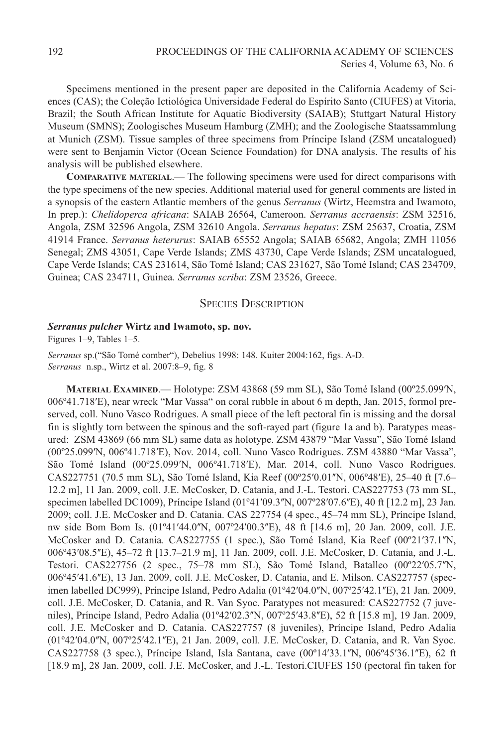Specimens mentioned in the present paper are deposited in the California Academy of Sciences (CAS); the Coleção Ictiológica Universidade Federal do Espírito Santo (CIUFES) at Vitoria, Brazil; the South African Institute for Aquatic Biodiversity (SAIAB); Stuttgart Natural History Museum (SMNS); Zoologisches Museum Hamburg (ZMH); and the Zoologische Staatssammlung at Munich (ZSM). Tissue samples of three specimens from Príncipe Island (ZSM uncatalogued) were sent to Benjamin Victor (Ocean Science Foundation) for DNA analysis. The results of his analysis will be published elsewhere.

**Comparative material**.— The following specimens were used for direct comparisons with the type specimens of the new species. Additional material used for general comments are listed in a synopsis of the eastern Atlantic members of the genus *Serranus* (Wirtz, Heemstra and Iwamoto, In prep.): *Chelidoperca africana*: SAIAB 26564, Cameroon. *Serranus accraensis*: ZSM 32516, Angola, ZSM 32596 Angola, ZSM 32610 Angola. *Serranus hepatus*: ZSM 25637, Croatia, ZSM 41914 France. *Serranus heterurus*: SAIAB 65552 Angola; SAIAB 65682, Angola; ZMH 11056 Senegal; ZMS 43051, Cape Verde Islands; ZMS 43730, Cape Verde Islands; ZSM uncatalogued, Cape Verde Islands; CAS 231614, São Tomé Island; CAS 231627, São Tomé Island; CAS 234709, Guinea; CAS 234711, Guinea. *Serranus scriba*: ZSM 23526, Greece.

## Species Description

### *Serranus pulcher* Wirtz and Iwamoto, sp. nov.

Figures 1–9, Tables 1–5.

*Serranus* sp.("São Tomé comber"), Debelius 1998: 148. Kuiter 2004:162, figs. A-D.
*Serranus* n.sp., Wirtz et al. 2007:8–9, fig. 8

**Material Examined**.— Holotype: ZSM 43868 (59 mm SL), São Tomé Island (00º25.099′N, 006º41.718′E), near wreck "Mar Vassa" on coral rubble in about 6 m depth, Jan. 2015, formol preserved, coll. Nuno Vasco Rodrigues. A small piece of the left pectoral fin is missing and the dorsal fin is slightly torn between the spinous and the soft-rayed part (figure 1a and b). Paratypes measured: ZSM 43869 (66 mm SL) same data as holotype. ZSM 43879 "Mar Vassa", São Tomé Island (00º25.099′N, 006º41.718′E), Nov. 2014, coll. Nuno Vasco Rodrigues. ZSM 43880 "Mar Vassa", São Tomé Island (00º25.099′N, 006º41.718′E), Mar. 2014, coll. Nuno Vasco Rodrigues. CAS227751 (70.5 mm SL), São Tomé Island, Kia Reef (00º25′0.01″N, 006º48′E), 25–40 ft [7.6–12.2 m], 11 Jan. 2009, coll. J.E. McCosker, D. Catania, and J.-L. Testori. CAS227753 (73 mm SL, specimen labelled DC1009), Príncipe Island (01º41′09.3″N, 007º28′07.6″E), 40 ft [12.2 m], 23 Jan. 2009; coll. J.E. McCosker and D. Catania. CAS 227754 (4 spec., 45–74 mm SL), Príncipe Island, nw side Bom Bom Is. (01º41′44.0″N, 007º24′00.3″E), 48 ft [14.6 m], 20 Jan. 2009, coll. J.E. McCosker and D. Catania. CAS227755 (1 spec.), São Tomé Island, Kia Reef (00º21′37.1″N, 006º43′08.5″E), 45–72 ft [13.7–21.9 m], 11 Jan. 2009, coll. J.E. McCosker, D. Catania, and J.-L. Testori. CAS227756 (2 spec., 75–78 mm SL), São Tomé Island, Batalleo (00º22′05.7″N, 006º45′41.6″E), 13 Jan. 2009, coll. J.E. McCosker, D. Catania, and E. Milson. CAS227757 (specimen labelled DC999), Príncipe Island, Pedro Adalia (01º42′04.0″N, 007º25′42.1″E), 21 Jan. 2009, coll. J.E. McCosker, D. Catania, and R. Van Syoc. Paratypes not measured: CAS227752 (7 juveniles), Príncipe Island, Pedro Adalia (01º42′02.3″N, 007º25′43.8″E), 52 ft [15.8 m], 19 Jan. 2009, coll. J.E. McCosker and D. Catania. CAS227757 (8 juveniles), Príncipe Island, Pedro Adalia (01º42′04.0″N, 007º25′42.1″E), 21 Jan. 2009, coll. J.E. McCosker, D. Catania, and R. Van Syoc. CAS227758 (3 spec.), Príncipe Island, Isla Santana, cave (00º14′33.1″N, 006º45′36.1″E), 62 ft [18.9 m], 28 Jan. 2009, coll. J.E. McCosker, and J.-L. Testori.CIUFES 150 (pectoral fin taken for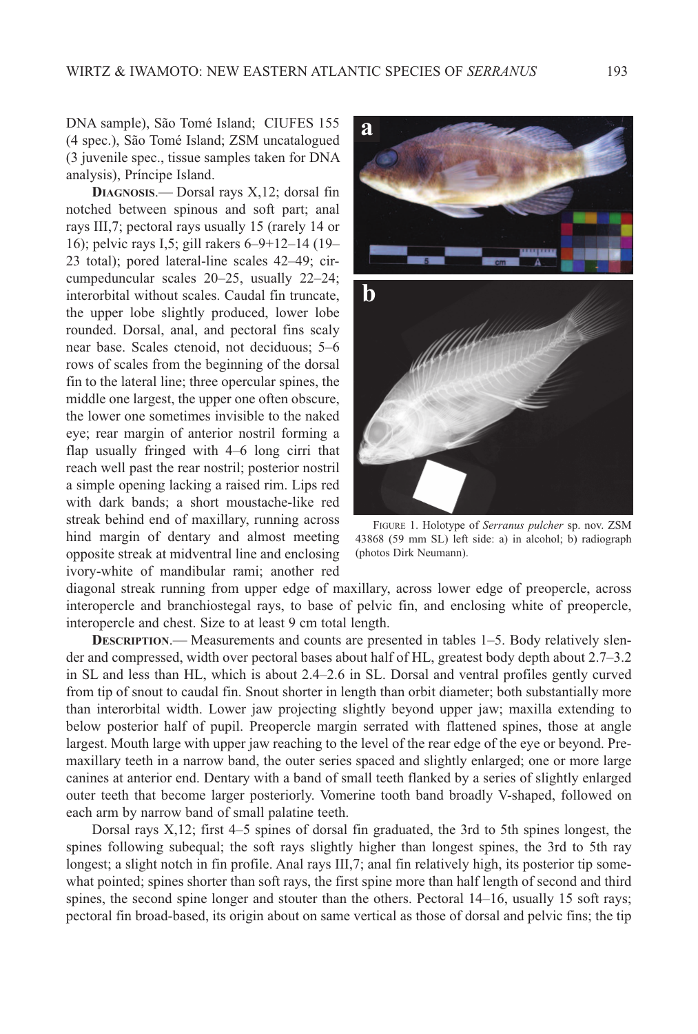DNA sample), São Tomé Island; CIUFES 155 (4 spec.), São Tomé Island; ZSM uncatalogued (3 juvenile spec., tissue samples taken for DNA analysis), Príncipe Island.

**DIAGNOSIS**.— Dorsal rays X,12; dorsal fin notched between spinous and soft part; anal rays III,7; pectoral rays usually 15 (rarely 14 or 16); pelvic rays I,5; gill rakers 6–9+12–14 (19–23 total); pored lateral-line scales 42–49; circumpeduncular scales 20–25, usually 22–24; interorbital without scales. Caudal fin truncate, the upper lobe slightly produced, lower lobe rounded. Dorsal, anal, and pectoral fins scaly near base. Scales ctenoid, not deciduous; 5–6 rows of scales from the beginning of the dorsal fin to the lateral line; three opercular spines, the middle one largest, the upper one often obscure, the lower one sometimes invisible to the naked eye; rear margin of anterior nostril forming a flap usually fringed with 4–6 long cirri that reach well past the rear nostril; posterior nostril a simple opening lacking a raised rim. Lips red with dark bands; a short moustache-like red streak behind end of maxillary, running across hind margin of dentary and almost meeting opposite streak at midventral line and enclosing ivory-white of mandibular rami; another red diagonal streak running from upper edge of maxillary, across lower edge of preopercle, across interopercle and branchiostegal rays, to base of pelvic fin, and enclosing white of preopercle, interopercle and chest. Size to at least 9 cm total length.

FIGURE 1. Holotype of *Serranus pulcher* sp. nov. ZSM 43868 (59 mm SL) left side: a) in alcohol; b) radiograph (photos Dirk Neumann).

**DESCRIPTION**.— Measurements and counts are presented in tables 1–5. Body relatively slender and compressed, width over pectoral bases about half of HL, greatest body depth about 2.7–3.2 in SL and less than HL, which is about 2.4–2.6 in SL. Dorsal and ventral profiles gently curved from tip of snout to caudal fin. Snout shorter in length than orbit diameter; both substantially more than interorbital width. Lower jaw projecting slightly beyond upper jaw; maxilla extending to below posterior half of pupil. Preopercle margin serrated with flattened spines, those at angle largest. Mouth large with upper jaw reaching to the level of the rear edge of the eye or beyond. Premaxillary teeth in a narrow band, the outer series spaced and slightly enlarged; one or more large canines at anterior end. Dentary with a band of small teeth flanked by a series of slightly enlarged outer teeth that become larger posteriorly. Vomerine tooth band broadly V-shaped, followed on each arm by narrow band of small palatine teeth.

Dorsal rays X,12; first 4–5 spines of dorsal fin graduated, the 3rd to 5th spines longest, the spines following subequal; the soft rays slightly higher than longest spines, the 3rd to 5th ray longest; a slight notch in fin profile. Anal rays III,7; anal fin relatively high, its posterior tip somewhat pointed; spines shorter than soft rays, the first spine more than half length of second and third spines, the second spine longer and stouter than the others. Pectoral 14–16, usually 15 soft rays; pectoral fin broad-based, its origin about on same vertical as those of dorsal and pelvic fins; the tip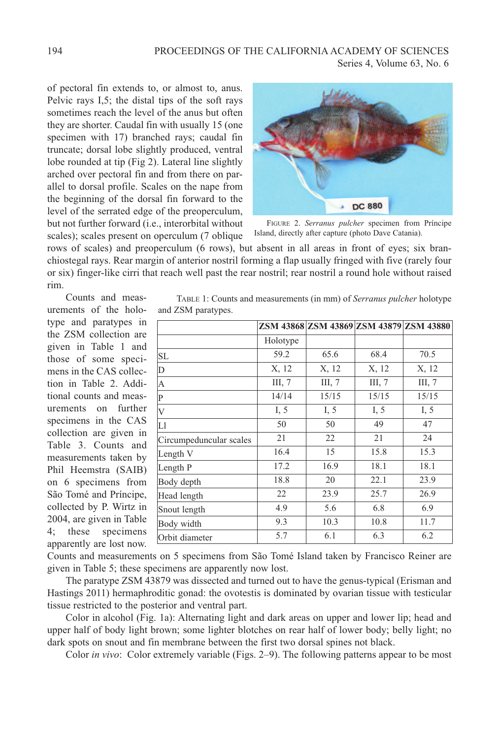of pectoral fin extends to, or almost to, anus. Pelvic rays I,5; the distal tips of the soft rays sometimes reach the level of the anus but often they are shorter. Caudal fin with usually 15 (one specimen with 17) branched rays; caudal fin truncate; dorsal lobe slightly produced, ventral lobe rounded at tip (Fig 2). Lateral line slightly arched over pectoral fin and from there on parallel to dorsal profile. Scales on the nape from the beginning of the dorsal fin forward to the level of the serrated edge of the preoperculum, but not further forward (i.e., interorbital without scales); scales present on operculum (7 oblique rows of scales) and preoperculum (6 rows), but absent in all areas in front of eyes; six branchiostegal rays. Rear margin of anterior nostril forming a flap usually fringed with five (rarely four or six) finger-like cirri that reach well past the rear nostril; rear nostril a round hole without raised rim.

FIGURE 2. *Serranus pulcher* specimen from Príncipe Island, directly after capture (photo Dave Catania).

Counts and measurements of the holotype and paratypes in the ZSM collection are given in Table 1 and those of some specimens in the CAS collection in Table 2. Additional counts and measurements on further specimens in the CAS collection are given in Table 3. Counts and measurements taken by Phil Heemstra (SAIB) on 6 specimens from São Tomé and Príncipe, collected by P. Wirtz in 2004, are given in Table 4; these specimens apparently are lost now. Counts and measurements on 5 specimens from São Tomé Island taken by Francisco Reiner are given in Table 5; these specimens are apparently now lost.

TABLE 1: Counts and measurements (in mm) of *Serranus pulcher* holotype and ZSM paratypes.

| | ZSM 43868 | ZSM 43869 | ZSM 43879 | ZSM 43880 |
|---|---|---|---|---|
| | Holotype | | | |
| SL | 59.2 | 65.6 | 68.4 | 70.5 |
| D | X, 12 | X, 12 | X, 12 | X, 12 |
| A | III, 7 | III, 7 | III, 7 | III, 7 |
| P | 14/14 | 15/15 | 15/15 | 15/15 |
| V | I, 5 | I, 5 | I, 5 | I, 5 |
| Ll | 50 | 50 | 49 | 47 |
| Circumpeduncular scales | 21 | 22 | 21 | 24 |
| Length V | 16.4 | 15 | 15.8 | 15.3 |
| Length P | 17.2 | 16.9 | 18.1 | 18.1 |
| Body depth | 18.8 | 20 | 22.1 | 23.9 |
| Head length | 22 | 23.9 | 25.7 | 26.9 |
| Snout length | 4.9 | 5.6 | 6.8 | 6.9 |
| Body width | 9.3 | 10.3 | 10.8 | 11.7 |
| Orbit diameter | 5.7 | 6.1 | 6.3 | 6.2 |

The paratype ZSM 43879 was dissected and turned out to have the genus-typical (Erisman and Hastings 2011) hermaphroditic gonad: the ovotestis is dominated by ovarian tissue with testicular tissue restricted to the posterior and ventral part.

Color in alcohol (Fig. 1a): Alternating light and dark areas on upper and lower lip; head and upper half of body light brown; some lighter blotches on rear half of lower body; belly light; no dark spots on snout and fin membrane between the first two dorsal spines not black.

Color *in vivo*: Color extremely variable (Figs. 2–9). The following patterns appear to be most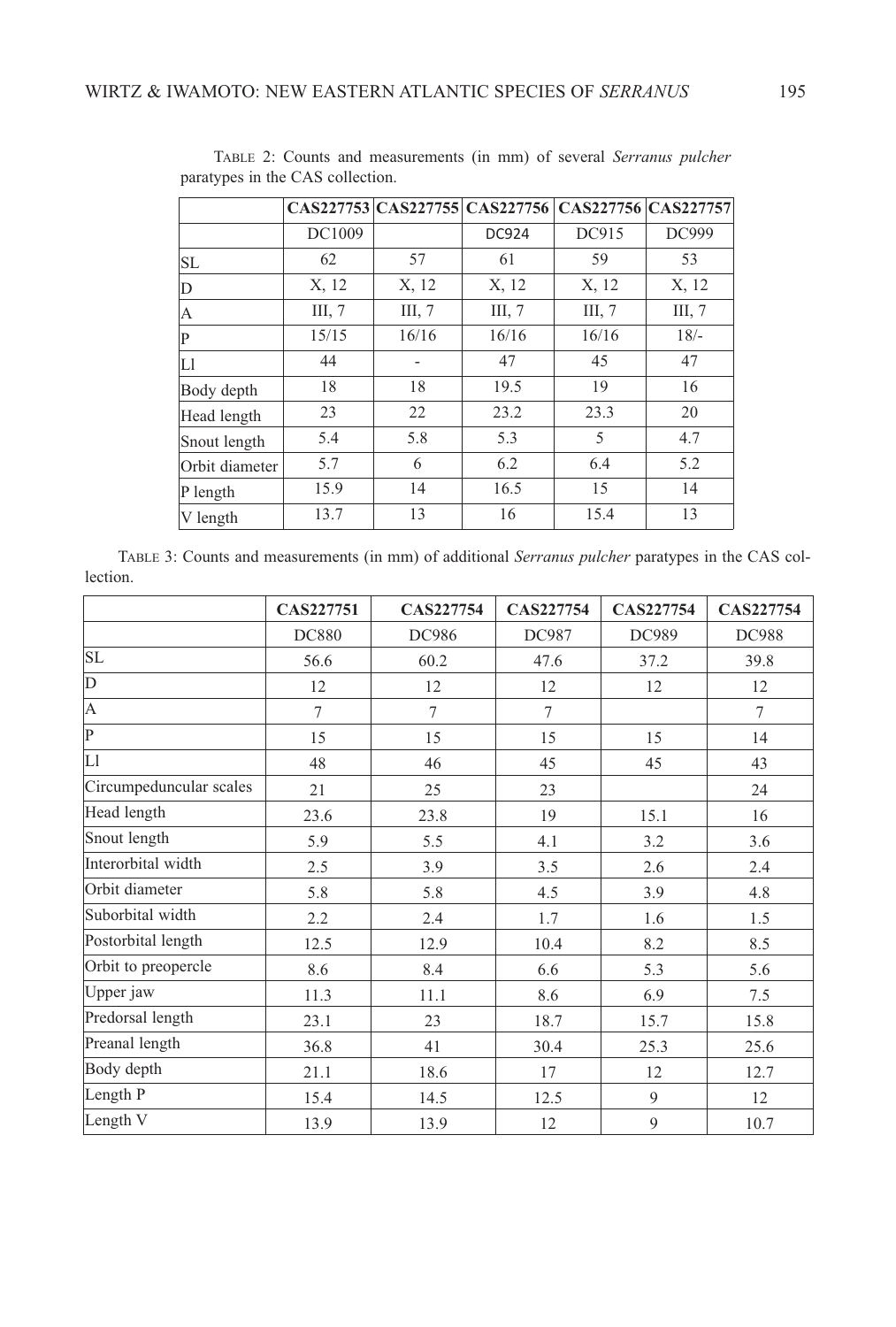TABLE 2: Counts and measurements (in mm) of several *Serranus pulcher* paratypes in the CAS collection.

| | CAS227753 | CAS227755 | CAS227756 | CAS227756 | CAS227757 |
|---|---|---|---|---|---|
| | DC1009 | | DC924 | DC915 | DC999 |
| SL | 62 | 57 | 61 | 59 | 53 |
| D | X, 12 | X, 12 | X, 12 | X, 12 | X, 12 |
| A | III, 7 | III, 7 | III, 7 | III, 7 | III, 7 |
| P | 15/15 | 16/16 | 16/16 | 16/16 | 18/- |
| Ll | 44 | - | 47 | 45 | 47 |
| Body depth | 18 | 18 | 19.5 | 19 | 16 |
| Head length | 23 | 22 | 23.2 | 23.3 | 20 |
| Snout length | 5.4 | 5.8 | 5.3 | 5 | 4.7 |
| Orbit diameter | 5.7 | 6 | 6.2 | 6.4 | 5.2 |
| P length | 15.9 | 14 | 16.5 | 15 | 14 |
| V length | 13.7 | 13 | 16 | 15.4 | 13 |

TABLE 3: Counts and measurements (in mm) of additional *Serranus pulcher* paratypes in the CAS collection.

| | CAS227751 | CAS227754 | CAS227754 | CAS227754 | CAS227754 |
|---|---|---|---|---|---|
| | DC880 | DC986 | DC987 | DC989 | DC988 |
| SL | 56.6 | 60.2 | 47.6 | 37.2 | 39.8 |
| D | 12 | 12 | 12 | 12 | 12 |
| A | 7 | 7 | 7 | | 7 |
| P | 15 | 15 | 15 | 15 | 14 |
| Ll | 48 | 46 | 45 | 45 | 43 |
| Circumpeduncular scales | 21 | 25 | 23 | | 24 |
| Head length | 23.6 | 23.8 | 19 | 15.1 | 16 |
| Snout length | 5.9 | 5.5 | 4.1 | 3.2 | 3.6 |
| Interorbital width | 2.5 | 3.9 | 3.5 | 2.6 | 2.4 |
| Orbit diameter | 5.8 | 5.8 | 4.5 | 3.9 | 4.8 |
| Suborbital width | 2.2 | 2.4 | 1.7 | 1.6 | 1.5 |
| Postorbital length | 12.5 | 12.9 | 10.4 | 8.2 | 8.5 |
| Orbit to preopercle | 8.6 | 8.4 | 6.6 | 5.3 | 5.6 |
| Upper jaw | 11.3 | 11.1 | 8.6 | 6.9 | 7.5 |
| Predorsal length | 23.1 | 23 | 18.7 | 15.7 | 15.8 |
| Preanal length | 36.8 | 41 | 30.4 | 25.3 | 25.6 |
| Body depth | 21.1 | 18.6 | 17 | 12 | 12.7 |
| Length P | 15.4 | 14.5 | 12.5 | 9 | 12 |
| Length V | 13.9 | 13.9 | 12 | 9 | 10.7 |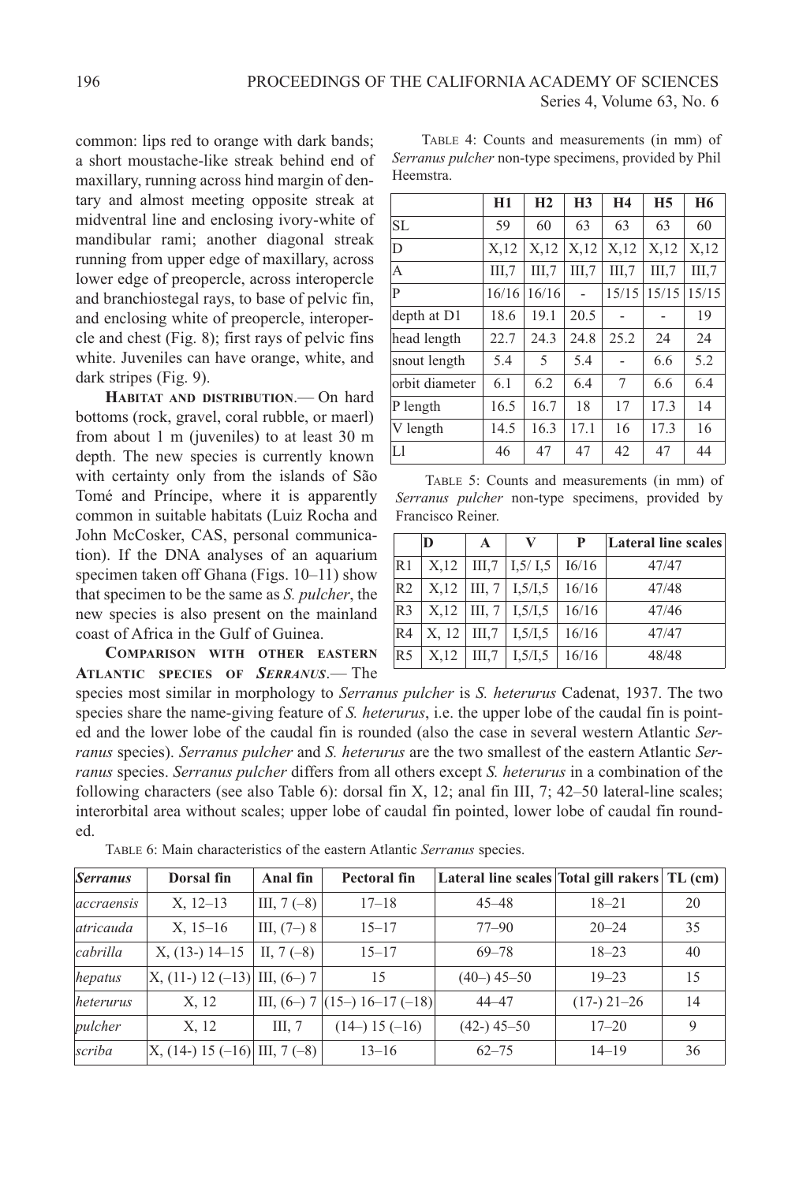common: lips red to orange with dark bands; a short moustache-like streak behind end of maxillary, running across hind margin of dentary and almost meeting opposite streak at midventral line and enclosing ivory-white of mandibular rami; another diagonal streak running from upper edge of maxillary, across lower edge of preopercle, across interopercle and branchiostegal rays, to base of pelvic fin, and enclosing white of preopercle, interopercle and chest (Fig. 8); first rays of pelvic fins white. Juveniles can have orange, white, and dark stripes (Fig. 9).

**Habitat and distribution**.— On hard bottoms (rock, gravel, coral rubble, or maerl) from about 1 m (juveniles) to at least 30 m depth. The new species is currently known with certainty only from the islands of São Tomé and Príncipe, where it is apparently common in suitable habitats (Luiz Rocha and John McCosker, CAS, personal communication). If the DNA analyses of an aquarium specimen taken off Ghana (Figs. 10–11) show that specimen to be the same as *S. pulcher*, the new species is also present on the mainland coast of Africa in the Gulf of Guinea.

**Comparison with other eastern Atlantic species of *Serranus***.— The species most similar in morphology to *Serranus pulcher* is *S. heterurus* Cadenat, 1937. The two species share the name-giving feature of *S. heterurus*, i.e. the upper lobe of the caudal fin is pointed and the lower lobe of the caudal fin is rounded (also the case in several western Atlantic *Serranus* species). *Serranus pulcher* and *S. heterurus* are the two smallest of the eastern Atlantic *Serranus* species. *Serranus pulcher* differs from all others except *S. heterurus* in a combination of the following characters (see also Table 6): dorsal fin X, 12; anal fin III, 7; 42–50 lateral-line scales; interorbital area without scales; upper lobe of caudal fin pointed, lower lobe of caudal fin rounded.

Table 4: Counts and measurements (in mm) of *Serranus pulcher* non-type specimens, provided by Phil Heemstra.

| | H1 | H2 | H3 | H4 | H5 | H6 |
|---|---|---|---|---|---|---|
| SL | 59 | 60 | 63 | 63 | 63 | 60 |
| D | X,12 | X,12 | X,12 | X,12 | X,12 | X,12 |
| A | III,7 | III,7 | III,7 | III,7 | III,7 | III,7 |
| P | 16/16 | 16/16 | - | 15/15 | 15/15 | 15/15 |
| depth at D1 | 18.6 | 19.1 | 20.5 | - | - | 19 |
| head length | 22.7 | 24.3 | 24.8 | 25.2 | 24 | 24 |
| snout length | 5.4 | 5 | 5.4 | - | 6.6 | 5.2 |
| orbit diameter | 6.1 | 6.2 | 6.4 | 7 | 6.6 | 6.4 |
| P length | 16.5 | 16.7 | 18 | 17 | 17.3 | 14 |
| V length | 14.5 | 16.3 | 17.1 | 16 | 17.3 | 16 |
| Ll | 46 | 47 | 47 | 42 | 47 | 44 |

Table 5: Counts and measurements (in mm) of *Serranus pulcher* non-type specimens, provided by Francisco Reiner.

| | D | A | V | P | Lateral line scales |
|---|---|---|---|---|---|
| R1 | X,12 | III,7 | I,5/ I,5 | I6/16 | 47/47 |
| R2 | X,12 | III, 7 | I,5/I,5 | 16/16 | 47/48 |
| R3 | X,12 | III, 7 | I,5/I,5 | 16/16 | 47/46 |
| R4 | X, 12 | III,7 | I,5/I,5 | 16/16 | 47/47 |
| R5 | X,12 | III,7 | I,5/I,5 | 16/16 | 48/48 |

Table 6: Main characteristics of the eastern Atlantic *Serranus* species.

| *Serranus* | Dorsal fin | Anal fin | Pectoral fin | Lateral line scales | Total gill rakers | TL (cm) |
|---|---|---|---|---|---|---|
| *accraensis* | X, 12–13 | III, 7 (–8) | 17–18 | 45–48 | 18–21 | 20 |
| *atricauda* | X, 15–16 | III, (7–) 8 | 15–17 | 77–90 | 20–24 | 35 |
| *cabrilla* | X, (13-) 14–15 | II, 7 (–8) | 15–17 | 69–78 | 18–23 | 40 |
| *hepatus* | X, (11-) 12 (–13) | III, (6–) 7 | 15 | (40–) 45–50 | 19–23 | 15 |
| *heterurus* | X, 12 | III, (6–) 7 | (15–) 16–17 (–18) | 44–47 | (17-) 21–26 | 14 |
| *pulcher* | X, 12 | III, 7 | (14–) 15 (–16) | (42-) 45–50 | 17–20 | 9 |
| *scriba* | X, (14-) 15 (–16) | III, 7 (–8) | 13–16 | 62–75 | 14–19 | 36 |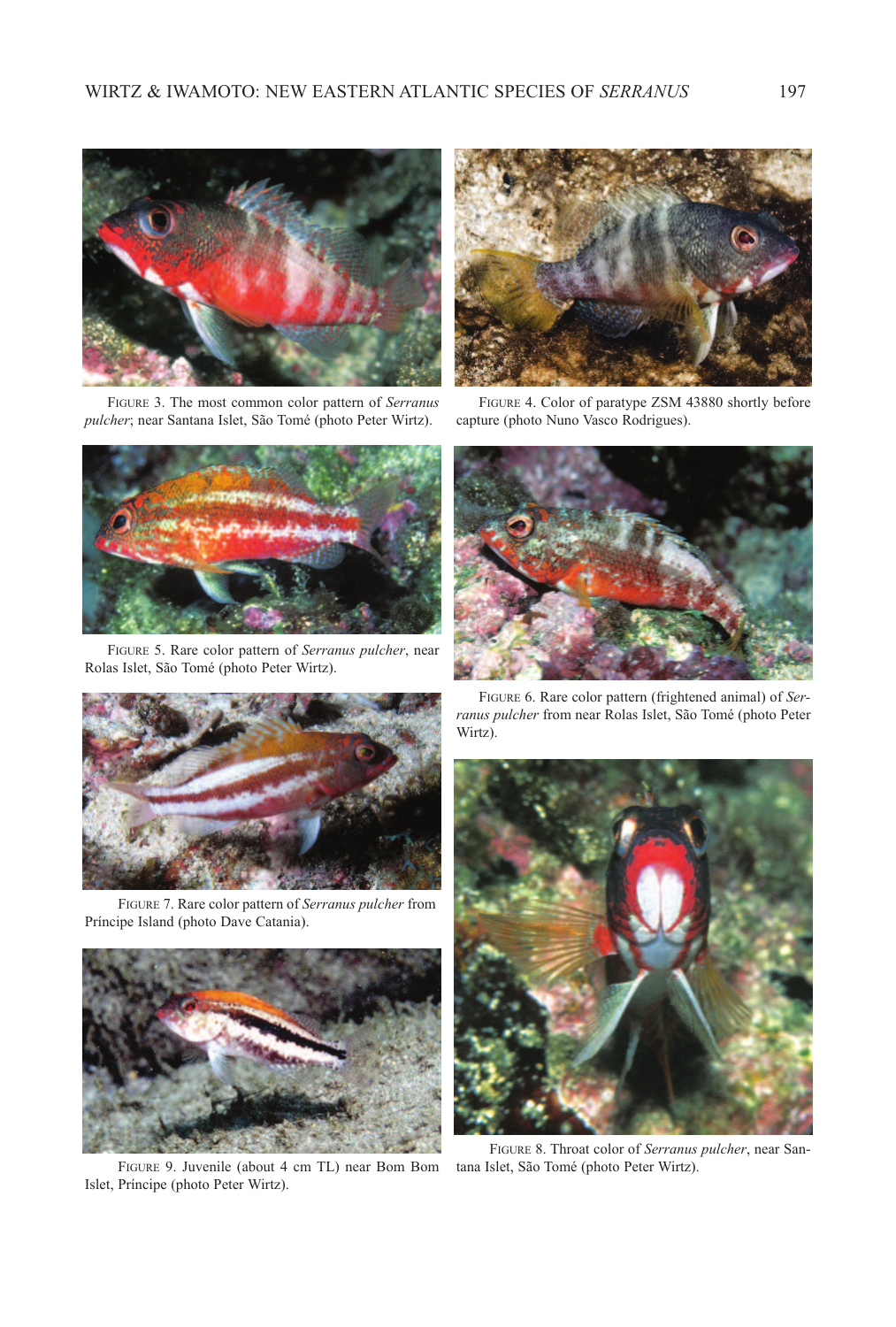FIGURE 3. The most common color pattern of *Serranus pulcher*; near Santana Islet, São Tomé (photo Peter Wirtz).

FIGURE 4. Color of paratype ZSM 43880 shortly before capture (photo Nuno Vasco Rodrigues).

FIGURE 5. Rare color pattern of *Serranus pulcher*, near Rolas Islet, São Tomé (photo Peter Wirtz).

FIGURE 6. Rare color pattern (frightened animal) of *Serranus pulcher* from near Rolas Islet, São Tomé (photo Peter Wirtz).

FIGURE 7. Rare color pattern of *Serranus pulcher* from Príncipe Island (photo Dave Catania).

FIGURE 8. Throat color of *Serranus pulcher*, near Santana Islet, São Tomé (photo Peter Wirtz).

FIGURE 9. Juvenile (about 4 cm TL) near Bom Bom Islet, Príncipe (photo Peter Wirtz).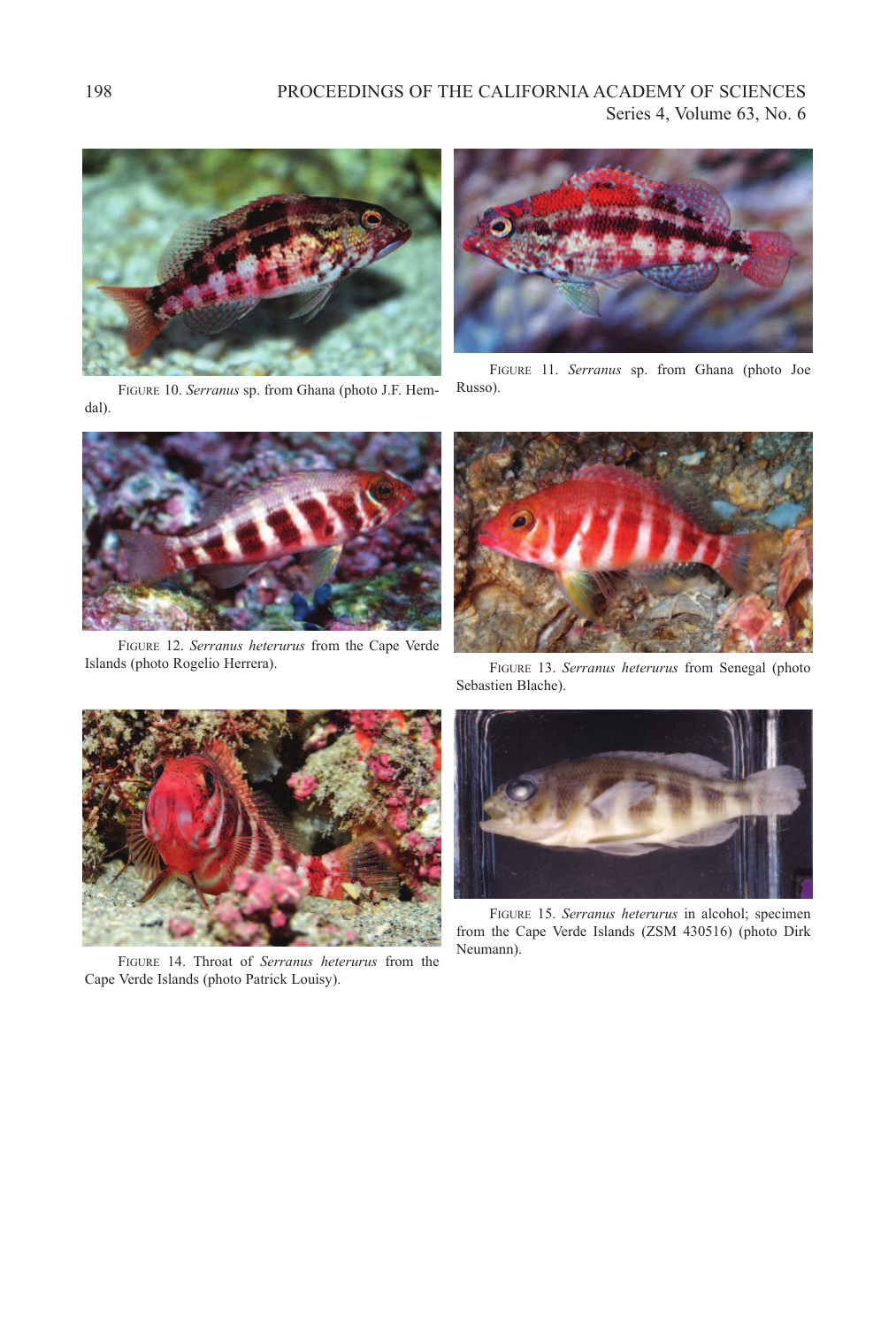FIGURE 10. *Serranus* sp. from Ghana (photo J.F. Hemdal).

FIGURE 11. *Serranus* sp. from Ghana (photo Joe Russo).

FIGURE 12. *Serranus heterurus* from the Cape Verde Islands (photo Rogelio Herrera).

FIGURE 13. *Serranus heterurus* from Senegal (photo Sebastien Blache).

FIGURE 14. Throat of *Serranus heterurus* from the Cape Verde Islands (photo Patrick Louisy).

FIGURE 15. *Serranus heterurus* in alcohol; specimen from the Cape Verde Islands (ZSM 430516) (photo Dirk Neumann).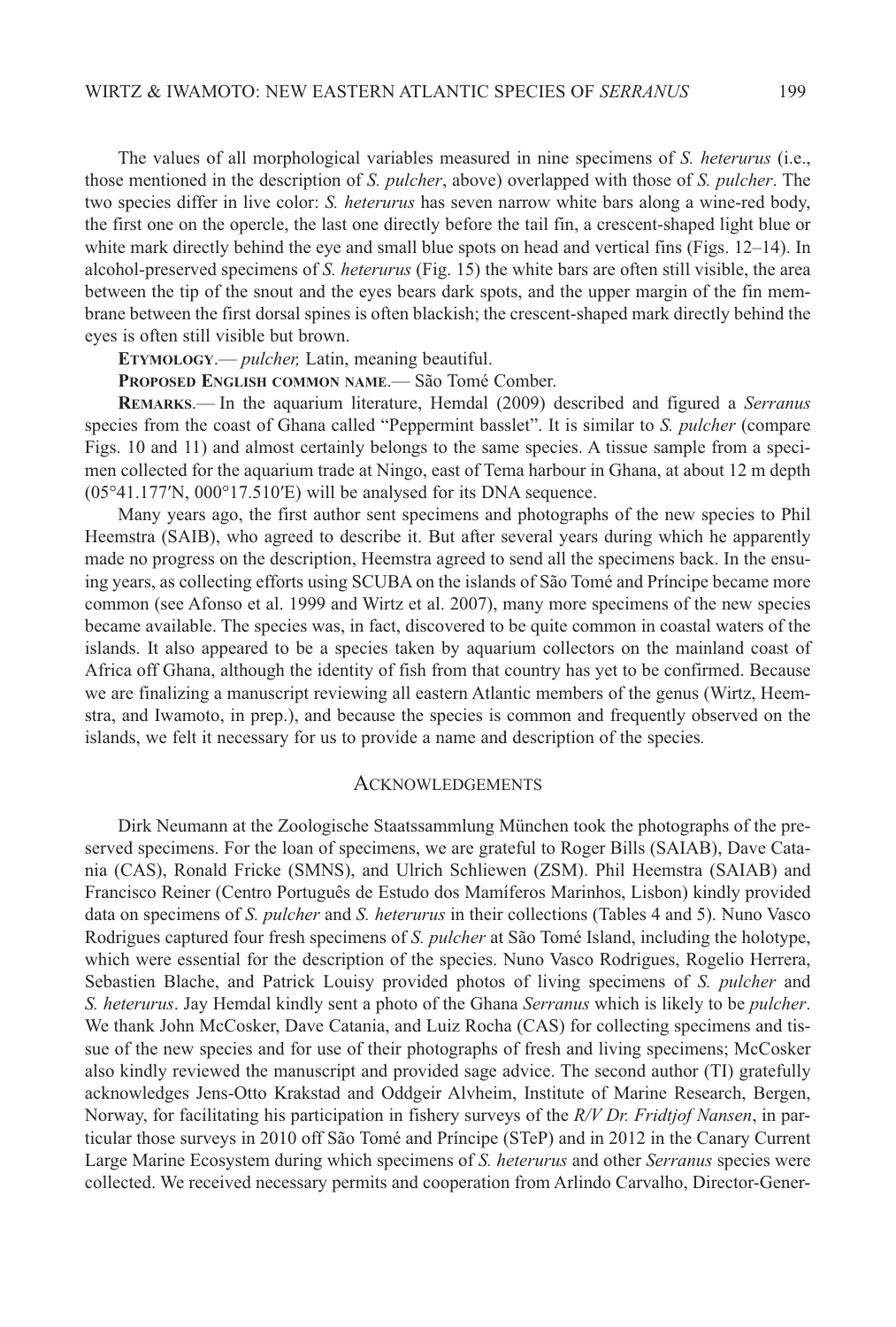The values of all morphological variables measured in nine specimens of *S. heterurus* (i.e., those mentioned in the description of *S. pulcher*, above) overlapped with those of *S. pulcher*. The two species differ in live color: *S. heterurus* has seven narrow white bars along a wine-red body, the first one on the opercle, the last one directly before the tail fin, a crescent-shaped light blue or white mark directly behind the eye and small blue spots on head and vertical fins (Figs. 12–14). In alcohol-preserved specimens of *S. heterurus* (Fig. 15) the white bars are often still visible, the area between the tip of the snout and the eyes bears dark spots, and the upper margin of the fin membrane between the first dorsal spines is often blackish; the crescent-shaped mark directly behind the eyes is often still visible but brown.

**Etymology**.— *pulcher,* Latin, meaning beautiful.

**Proposed English common name**.— São Tomé Comber.

**Remarks**.— In the aquarium literature, Hemdal (2009) described and figured a *Serranus* species from the coast of Ghana called "Peppermint basslet". It is similar to *S. pulcher* (compare Figs. 10 and 11) and almost certainly belongs to the same species. A tissue sample from a specimen collected for the aquarium trade at Ningo, east of Tema harbour in Ghana, at about 12 m depth (05°41.177′N, 000°17.510′E) will be analysed for its DNA sequence.

Many years ago, the first author sent specimens and photographs of the new species to Phil Heemstra (SAIB), who agreed to describe it. But after several years during which he apparently made no progress on the description, Heemstra agreed to send all the specimens back. In the ensuing years, as collecting efforts using SCUBA on the islands of São Tomé and Príncipe became more common (see Afonso et al. 1999 and Wirtz et al. 2007), many more specimens of the new species became available. The species was, in fact, discovered to be quite common in coastal waters of the islands. It also appeared to be a species taken by aquarium collectors on the mainland coast of Africa off Ghana, although the identity of fish from that country has yet to be confirmed. Because we are finalizing a manuscript reviewing all eastern Atlantic members of the genus (Wirtz, Heemstra, and Iwamoto, in prep.), and because the species is common and frequently observed on the islands, we felt it necessary for us to provide a name and description of the species.

## Acknowledgements

Dirk Neumann at the Zoologische Staatssammlung München took the photographs of the preserved specimens. For the loan of specimens, we are grateful to Roger Bills (SAIAB), Dave Catania (CAS), Ronald Fricke (SMNS), and Ulrich Schliewen (ZSM). Phil Heemstra (SAIAB) and Francisco Reiner (Centro Português de Estudo dos Mamíferos Marinhos, Lisbon) kindly provided data on specimens of *S. pulcher* and *S. heterurus* in their collections (Tables 4 and 5). Nuno Vasco Rodrigues captured four fresh specimens of *S. pulcher* at São Tomé Island, including the holotype, which were essential for the description of the species. Nuno Vasco Rodrigues, Rogelio Herrera, Sebastien Blache, and Patrick Louisy provided photos of living specimens of *S. pulcher* and *S. heterurus*. Jay Hemdal kindly sent a photo of the Ghana *Serranus* which is likely to be *pulcher*. We thank John McCosker, Dave Catania, and Luiz Rocha (CAS) for collecting specimens and tissue of the new species and for use of their photographs of fresh and living specimens; McCosker also kindly reviewed the manuscript and provided sage advice. The second author (TI) gratefully acknowledges Jens-Otto Krakstad and Oddgeir Alvheim, Institute of Marine Research, Bergen, Norway, for facilitating his participation in fishery surveys of the *R/V Dr. Fridtjof Nansen*, in particular those surveys in 2010 off São Tomé and Príncipe (STeP) and in 2012 in the Canary Current Large Marine Ecosystem during which specimens of *S. heterurus* and other *Serranus* species were collected. We received necessary permits and cooperation from Arlindo Carvalho, Director-Gener-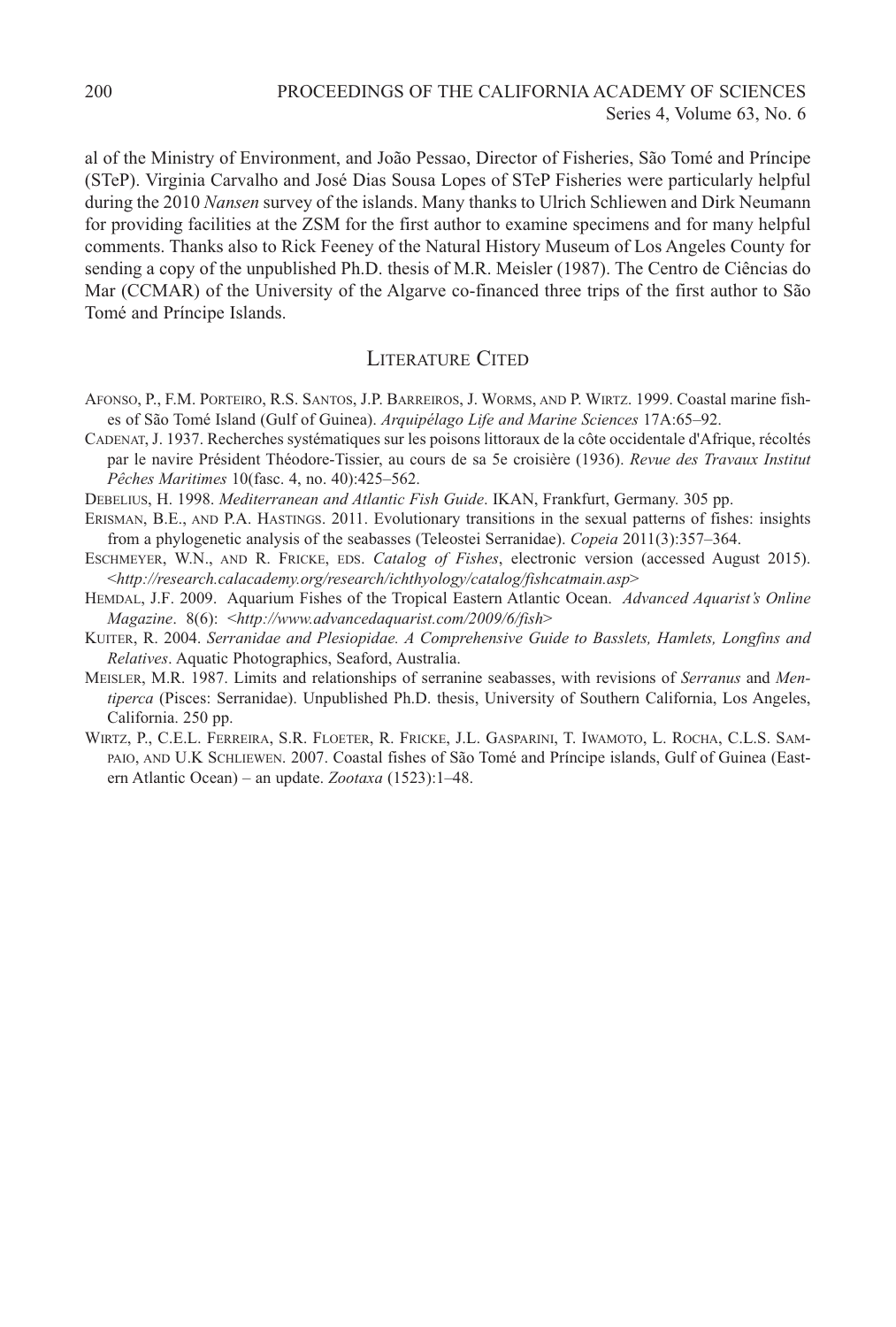al of the Ministry of Environment, and João Pessao, Director of Fisheries, São Tomé and Príncipe (STeP). Virginia Carvalho and José Dias Sousa Lopes of STeP Fisheries were particularly helpful during the 2010 *Nansen* survey of the islands. Many thanks to Ulrich Schliewen and Dirk Neumann for providing facilities at the ZSM for the first author to examine specimens and for many helpful comments. Thanks also to Rick Feeney of the Natural History Museum of Los Angeles County for sending a copy of the unpublished Ph.D. thesis of M.R. Meisler (1987). The Centro de Ciências do Mar (CCMAR) of the University of the Algarve co-financed three trips of the first author to São Tomé and Príncipe Islands.

## Literature Cited

Afonso, P., F.M. Porteiro, R.S. Santos, J.P. Barreiros, J. Worms, and P. Wirtz. 1999. Coastal marine fishes of São Tomé Island (Gulf of Guinea). *Arquipélago Life and Marine Sciences* 17A:65–92.

Cadenat, J. 1937. Recherches systématiques sur les poisons littoraux de la côte occidentale d'Afrique, récoltés par le navire Président Théodore-Tissier, au cours de sa 5e croisière (1936). *Revue des Travaux Institut Pêches Maritimes* 10(fasc. 4, no. 40):425–562.

Debelius, H. 1998. *Mediterranean and Atlantic Fish Guide*. IKAN, Frankfurt, Germany. 305 pp.

Erisman, B.E., and P.A. Hastings. 2011. Evolutionary transitions in the sexual patterns of fishes: insights from a phylogenetic analysis of the seabasses (Teleostei Serranidae). *Copeia* 2011(3):357–364.

Eschmeyer, W.N., and R. Fricke, eds. *Catalog of Fishes*, electronic version (accessed August 2015). <*http://research.calacademy.org/research/ichthyology/catalog/fishcatmain.asp*>

Hemdal, J.F. 2009. Aquarium Fishes of the Tropical Eastern Atlantic Ocean. *Advanced Aquarist's Online Magazine*. 8(6): <*http://www.advancedaquarist.com/2009/6/fish*>

Kuiter, R. 2004. *Serranidae and Plesiopidae. A Comprehensive Guide to Basslets, Hamlets, Longfins and Relatives*. Aquatic Photographics, Seaford, Australia.

Meisler, M.R. 1987. Limits and relationships of serranine seabasses, with revisions of *Serranus* and *Mentiperca* (Pisces: Serranidae). Unpublished Ph.D. thesis, University of Southern California, Los Angeles, California. 250 pp.

Wirtz, P., C.E.L. Ferreira, S.R. Floeter, R. Fricke, J.L. Gasparini, T. Iwamoto, L. Rocha, C.L.S. Sampaio, and U.K Schliewen. 2007. Coastal fishes of São Tomé and Príncipe islands, Gulf of Guinea (Eastern Atlantic Ocean) – an update. *Zootaxa* (1523):1–48.